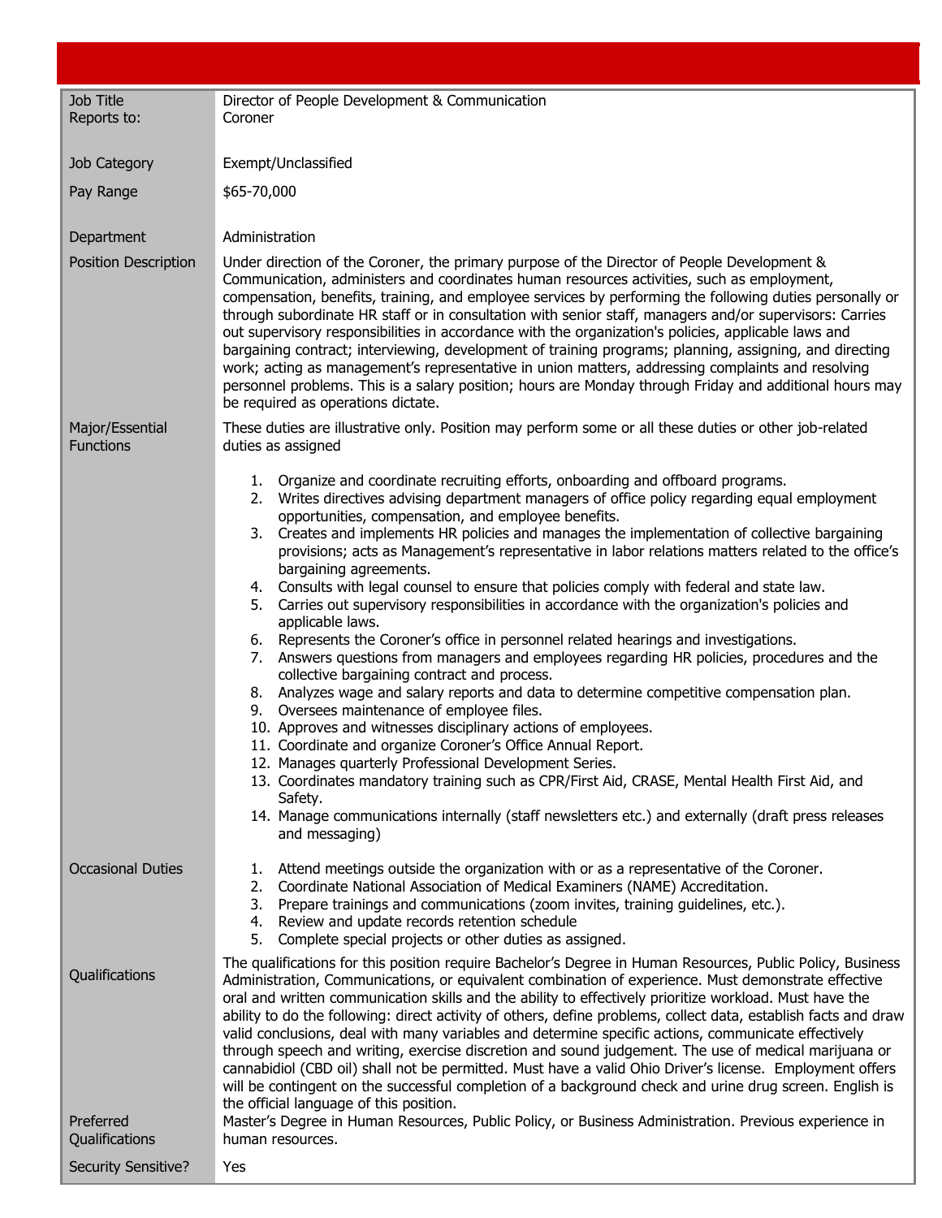| Job Title<br>Reports to: | Director of People Development & Communication<br>Coroner |
|---|---|
| Job Category | Exempt/Unclassified |
| Pay Range | $65-70,000 |
| Department | Administration |
| Position Description | Under direction of the Coroner, the primary purpose of the Director of People Development & Communication, administers and coordinates human resources activities, such as employment, compensation, benefits, training, and employee services by performing the following duties personally or through subordinate HR staff or in consultation with senior staff, managers and/or supervisors: Carries out supervisory responsibilities in accordance with the organization's policies, applicable laws and bargaining contract; interviewing, development of training programs; planning, assigning, and directing work; acting as management's representative in union matters, addressing complaints and resolving personnel problems. This is a salary position; hours are Monday through Friday and additional hours may be required as operations dictate. |
| Major/Essential Functions | These duties are illustrative only. Position may perform some or all these duties or other job-related duties as assigned<br><br>1. Organize and coordinate recruiting efforts, onboarding and offboard programs.<br>2. Writes directives advising department managers of office policy regarding equal employment opportunities, compensation, and employee benefits.<br>3. Creates and implements HR policies and manages the implementation of collective bargaining provisions; acts as Management's representative in labor relations matters related to the office's bargaining agreements.<br>4. Consults with legal counsel to ensure that policies comply with federal and state law.<br>5. Carries out supervisory responsibilities in accordance with the organization's policies and applicable laws.<br>6. Represents the Coroner's office in personnel related hearings and investigations.<br>7. Answers questions from managers and employees regarding HR policies, procedures and the collective bargaining contract and process.<br>8. Analyzes wage and salary reports and data to determine competitive compensation plan.<br>9. Oversees maintenance of employee files.<br>10. Approves and witnesses disciplinary actions of employees.<br>11. Coordinate and organize Coroner's Office Annual Report.<br>12. Manages quarterly Professional Development Series.<br>13. Coordinates mandatory training such as CPR/First Aid, CRASE, Mental Health First Aid, and Safety.<br>14. Manage communications internally (staff newsletters etc.) and externally (draft press releases and messaging) |
| Occasional Duties | 1. Attend meetings outside the organization with or as a representative of the Coroner.<br>2. Coordinate National Association of Medical Examiners (NAME) Accreditation.<br>3. Prepare trainings and communications (zoom invites, training guidelines, etc.).<br>4. Review and update records retention schedule<br>5. Complete special projects or other duties as assigned. |
| Qualifications | The qualifications for this position require Bachelor's Degree in Human Resources, Public Policy, Business Administration, Communications, or equivalent combination of experience. Must demonstrate effective oral and written communication skills and the ability to effectively prioritize workload. Must have the ability to do the following: direct activity of others, define problems, collect data, establish facts and draw valid conclusions, deal with many variables and determine specific actions, communicate effectively through speech and writing, exercise discretion and sound judgement. The use of medical marijuana or cannabidiol (CBD oil) shall not be permitted. Must have a valid Ohio Driver's license. Employment offers will be contingent on the successful completion of a background check and urine drug screen. English is the official language of this position. |
| Preferred Qualifications | Master's Degree in Human Resources, Public Policy, or Business Administration. Previous experience in human resources. |
| Security Sensitive? | Yes |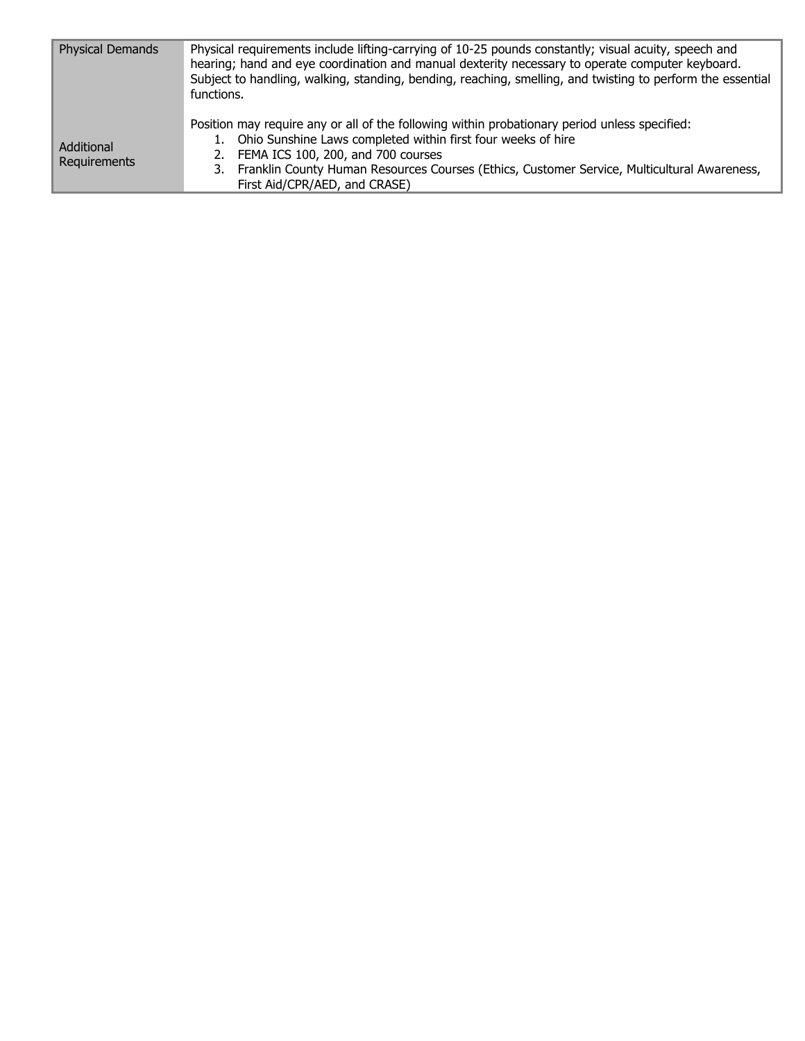| | |
|---|---|
| Physical Demands | Physical requirements include lifting-carrying of 10-25 pounds constantly; visual acuity, speech and hearing; hand and eye coordination and manual dexterity necessary to operate computer keyboard. Subject to handling, walking, standing, bending, reaching, smelling, and twisting to perform the essential functions. |
| Additional Requirements | Position may require any or all of the following within probationary period unless specified:<br>1. Ohio Sunshine Laws completed within first four weeks of hire<br>2. FEMA ICS 100, 200, and 700 courses<br>3. Franklin County Human Resources Courses (Ethics, Customer Service, Multicultural Awareness, First Aid/CPR/AED, and CRASE) |